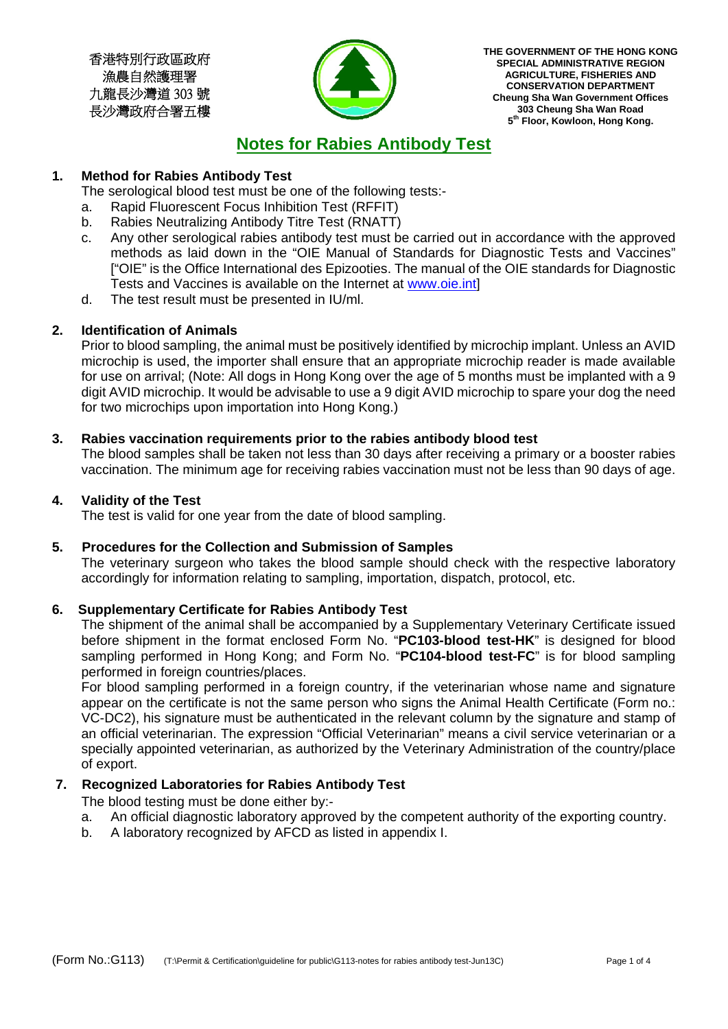香港特別行政區政府
漁農自然護理署
九龍長沙灣道 303 號
長沙灣政府合署五樓

**THE GOVERNMENT OF THE HONG KONG SPECIAL ADMINISTRATIVE REGION**
**AGRICULTURE, FISHERIES AND CONSERVATION DEPARTMENT**
**Cheung Sha Wan Government Offices**
**303 Cheung Sha Wan Road**
**5th Floor, Kowloon, Hong Kong.**

# Notes for Rabies Antibody Test

## 1. Method for Rabies Antibody Test

The serological blood test must be one of the following tests:-

a. Rapid Fluorescent Focus Inhibition Test (RFFIT)
b. Rabies Neutralizing Antibody Titre Test (RNATT)
c. Any other serological rabies antibody test must be carried out in accordance with the approved methods as laid down in the "OIE Manual of Standards for Diagnostic Tests and Vaccines" ["OIE" is the Office International des Epizooties. The manual of the OIE standards for Diagnostic Tests and Vaccines is available on the Internet at www.oie.int]
d. The test result must be presented in IU/ml.

## 2. Identification of Animals

Prior to blood sampling, the animal must be positively identified by microchip implant. Unless an AVID microchip is used, the importer shall ensure that an appropriate microchip reader is made available for use on arrival; (Note: All dogs in Hong Kong over the age of 5 months must be implanted with a 9 digit AVID microchip. It would be advisable to use a 9 digit AVID microchip to spare your dog the need for two microchips upon importation into Hong Kong.)

## 3. Rabies vaccination requirements prior to the rabies antibody blood test

The blood samples shall be taken not less than 30 days after receiving a primary or a booster rabies vaccination. The minimum age for receiving rabies vaccination must not be less than 90 days of age.

## 4. Validity of the Test

The test is valid for one year from the date of blood sampling.

## 5. Procedures for the Collection and Submission of Samples

The veterinary surgeon who takes the blood sample should check with the respective laboratory accordingly for information relating to sampling, importation, dispatch, protocol, etc.

## 6. Supplementary Certificate for Rabies Antibody Test

The shipment of the animal shall be accompanied by a Supplementary Veterinary Certificate issued before shipment in the format enclosed Form No. "**PC103-blood test-HK**" is designed for blood sampling performed in Hong Kong; and Form No. "**PC104-blood test-FC**" is for blood sampling performed in foreign countries/places.

For blood sampling performed in a foreign country, if the veterinarian whose name and signature appear on the certificate is not the same person who signs the Animal Health Certificate (Form no.: VC-DC2), his signature must be authenticated in the relevant column by the signature and stamp of an official veterinarian. The expression "Official Veterinarian" means a civil service veterinarian or a specially appointed veterinarian, as authorized by the Veterinary Administration of the country/place of export.

## 7. Recognized Laboratories for Rabies Antibody Test

The blood testing must be done either by:-

a. An official diagnostic laboratory approved by the competent authority of the exporting country.
b. A laboratory recognized by AFCD as listed in appendix I.

(Form No.:G113) (T:\Permit & Certification\guideline for public\G113-notes for rabies antibody test-Jun13C)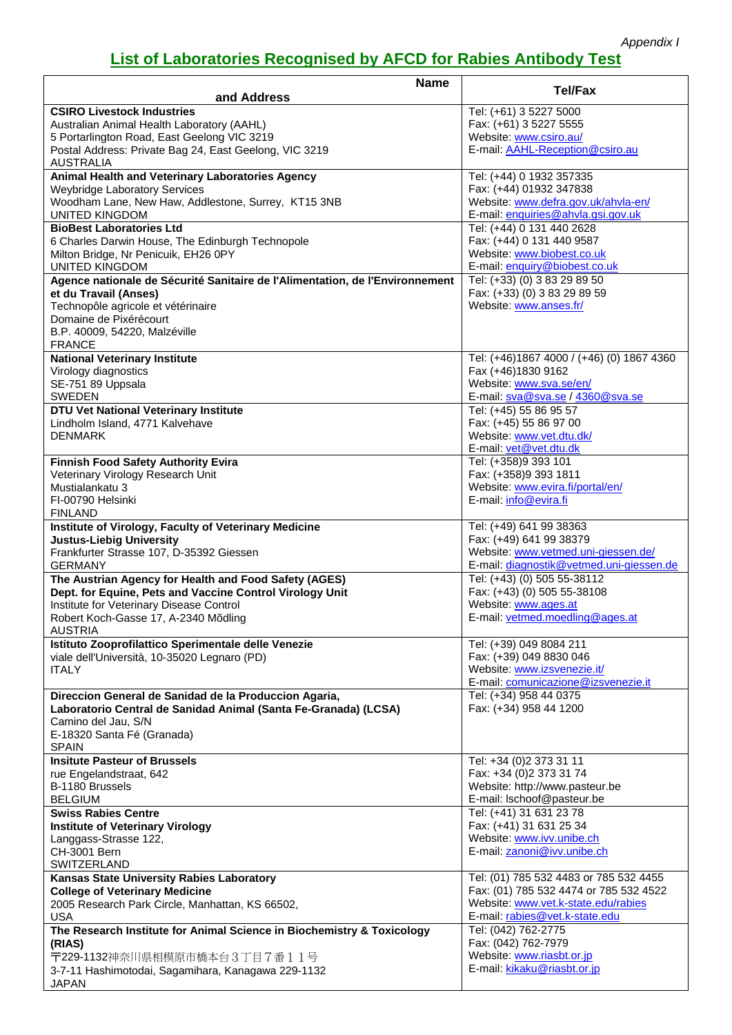*Appendix I*

## List of Laboratories Recognised by AFCD for Rabies Antibody Test

| Name and Address | Tel/Fax |
|---|---|
| **CSIRO Livestock Industries**<br>Australian Animal Health Laboratory (AAHL)<br>5 Portarlington Road, East Geelong VIC 3219<br>Postal Address: Private Bag 24, East Geelong, VIC 3219<br>AUSTRALIA | Tel: (+61) 3 5227 5000<br>Fax: (+61) 3 5227 5555<br>Website: www.csiro.au/<br>E-mail: AAHL-Reception@csiro.au |
| **Animal Health and Veterinary Laboratories Agency**<br>Weybridge Laboratory Services<br>Woodham Lane, New Haw, Addlestone, Surrey, KT15 3NB<br>UNITED KINGDOM | Tel: (+44) 0 1932 357335<br>Fax: (+44) 01932 347838<br>Website: www.defra.gov.uk/ahvla-en/<br>E-mail: enquiries@ahvla.gsi.gov.uk |
| **BioBest Laboratories Ltd**<br>6 Charles Darwin House, The Edinburgh Technopole<br>Milton Bridge, Nr Penicuik, EH26 0PY<br>UNITED KINGDOM | Tel: (+44) 0 131 440 2628<br>Fax: (+44) 0 131 440 9587<br>Website: www.biobest.co.uk<br>E-mail: enquiry@biobest.co.uk |
| **Agence nationale de Sécurité Sanitaire de l'Alimentation, de l'Environnement et du Travail (Anses)**<br>Technopôle agricole et vétérinaire<br>Domaine de Pixérécourt<br>B.P. 40009, 54220, Malzéville<br>FRANCE | Tel: (+33) (0) 3 83 29 89 50<br>Fax: (+33) (0) 3 83 29 89 59<br>Website: www.anses.fr/ |
| **National Veterinary Institute**<br>Virology diagnostics<br>SE-751 89 Uppsala<br>SWEDEN | Tel: (+46)1867 4000 / (+46) (0) 1867 4360<br>Fax (+46)1830 9162<br>Website: www.sva.se/en/<br>E-mail: sva@sva.se / 4360@sva.se |
| **DTU Vet National Veterinary Institute**<br>Lindholm Island, 4771 Kalvehave<br>DENMARK | Tel: (+45) 55 86 95 57<br>Fax: (+45) 55 86 97 00<br>Website: www.vet.dtu.dk/<br>E-mail: vet@vet.dtu.dk |
| **Finnish Food Safety Authority Evira**<br>Veterinary Virology Research Unit<br>Mustialankatu 3<br>FI-00790 Helsinki<br>FINLAND | Tel: (+358)9 393 101<br>Fax: (+358)9 393 1811<br>Website: www.evira.fi/portal/en/<br>E-mail: info@evira.fi |
| **Institute of Virology, Faculty of Veterinary Medicine**<br>**Justus-Liebig University**<br>Frankfurter Strasse 107, D-35392 Giessen<br>GERMANY | Tel: (+49) 641 99 38363<br>Fax: (+49) 641 99 38379<br>Website: www.vetmed.uni-giessen.de/<br>E-mail: diagnostik@vetmed.uni-giessen.de |
| **The Austrian Agency for Health and Food Safety (AGES)**<br>**Dept. for Equine, Pets and Vaccine Control Virology Unit**<br>Institute for Veterinary Disease Control<br>Robert Koch-Gasse 17, A-2340 Mődling<br>AUSTRIA | Tel: (+43) (0) 505 55-38112<br>Fax: (+43) (0) 505 55-38108<br>Website: www.ages.at<br>E-mail: vetmed.moedling@ages.at |
| **Istituto Zooprofilattico Sperimentale delle Venezie**<br>viale dell'Università, 10-35020 Legnaro (PD)<br>ITALY | Tel: (+39) 049 8084 211<br>Fax: (+39) 049 8830 046<br>Website: www.izsvenezie.it/<br>E-mail: comunicazione@izsvenezie.it |
| **Direccion General de Sanidad de la Produccion Agaria,**<br>**Laboratorio Central de Sanidad Animal (Santa Fe-Granada) (LCSA)**<br>Camino del Jau, S/N<br>E-18320 Santa Fé (Granada)<br>SPAIN | Tel: (+34) 958 44 0375<br>Fax: (+34) 958 44 1200 |
| **Insitute Pasteur of Brussels**<br>rue Engelandstraat, 642<br>B-1180 Brussels<br>BELGIUM | Tel: +34 (0)2 373 31 11<br>Fax: +34 (0)2 373 31 74<br>Website: http://www.pasteur.be<br>E-mail: lschoof@pasteur.be |
| **Swiss Rabies Centre**<br>**Institute of Veterinary Virology**<br>Langgass-Strasse 122,<br>CH-3001 Bern<br>SWITZERLAND | Tel: (+41) 31 631 23 78<br>Fax: (+41) 31 631 25 34<br>Website: www.ivv.unibe.ch<br>E-mail: zanoni@ivv.unibe.ch |
| **Kansas State University Rabies Laboratory**<br>**College of Veterinary Medicine**<br>2005 Research Park Circle, Manhattan, KS 66502,<br>USA | Tel: (01) 785 532 4483 or 785 532 4455<br>Fax: (01) 785 532 4474 or 785 532 4522<br>Website: www.vet.k-state.edu/rabies<br>E-mail: rabies@vet.k-state.edu |
| **The Research Institute for Animal Science in Biochemistry & Toxicology (RIAS)**<br>〒229-1132神奈川県相模原市橋本台３丁目７番１１号<br>3-7-11 Hashimotodai, Sagamihara, Kanagawa 229-1132<br>JAPAN | Tel: (042) 762-2775<br>Fax: (042) 762-7979<br>Website: www.riasbt.or.jp<br>E-mail: kikaku@riasbt.or.jp |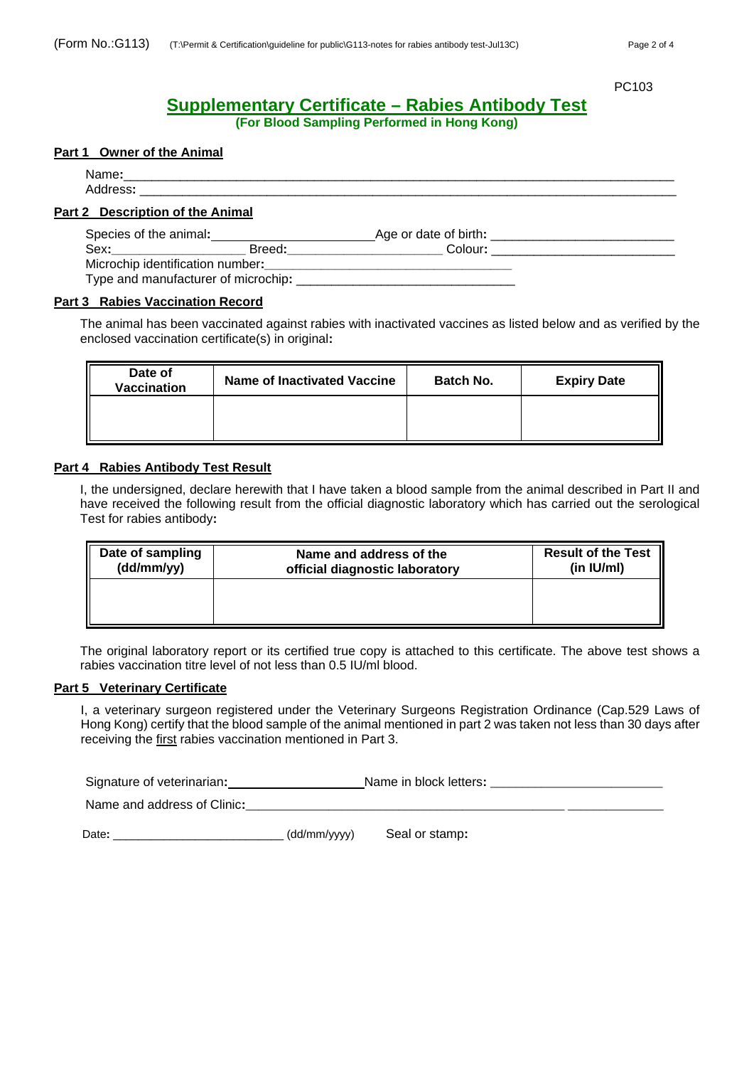PC103

# Supplementary Certificate – Rabies Antibody Test

**(For Blood Sampling Performed in Hong Kong)**

## Part 1 Owner of the Animal

Name:\_\_\_\_\_\_\_\_\_\_\_\_\_\_\_\_\_\_\_\_\_\_\_\_\_\_\_\_\_\_\_\_\_\_\_\_\_\_\_\_\_\_\_\_\_\_\_\_\_\_\_\_\_\_\_\_\_\_\_\_\_\_\_\_\_\_\_\_\_\_

Address: \_\_\_\_\_\_\_\_\_\_\_\_\_\_\_\_\_\_\_\_\_\_\_\_\_\_\_\_\_\_\_\_\_\_\_\_\_\_\_\_\_\_\_\_\_\_\_\_\_\_\_\_\_\_\_\_\_\_\_\_\_\_\_\_\_\_\_\_\_

## Part 2 Description of the Animal

Species of the animal:\_\_\_\_\_\_\_\_\_\_\_\_\_\_\_\_\_\_\_\_\_\_ Age or date of birth: \_\_\_\_\_\_\_\_\_\_\_\_\_\_\_\_\_\_\_\_\_\_\_\_

Sex:\_\_\_\_\_\_\_\_\_\_\_\_\_\_\_\_\_\_\_ Breed:\_\_\_\_\_\_\_\_\_\_\_\_\_\_\_\_\_\_\_\_\_ Colour: \_\_\_\_\_\_\_\_\_\_\_\_\_\_\_\_\_\_\_\_\_\_\_\_

Microchip identification number:\_\_\_\_\_\_\_\_\_\_\_\_\_\_\_\_\_\_\_\_\_\_\_\_\_\_\_\_\_\_\_\_\_

Type and manufacturer of microchip: \_\_\_\_\_\_\_\_\_\_\_\_\_\_\_\_\_\_\_\_\_\_\_\_\_\_\_\_\_\_

## Part 3 Rabies Vaccination Record

The animal has been vaccinated against rabies with inactivated vaccines as listed below and as verified by the enclosed vaccination certificate(s) in original:

| Date of Vaccination | Name of Inactivated Vaccine | Batch No. | Expiry Date |
|---|---|---|---|
| | | | |

## Part 4 Rabies Antibody Test Result

I, the undersigned, declare herewith that I have taken a blood sample from the animal described in Part II and have received the following result from the official diagnostic laboratory which has carried out the serological Test for rabies antibody:

| Date of sampling (dd/mm/yy) | Name and address of the official diagnostic laboratory | Result of the Test (in IU/ml) |
|---|---|---|
| | | |

The original laboratory report or its certified true copy is attached to this certificate. The above test shows a rabies vaccination titre level of not less than 0.5 IU/ml blood.

## Part 5 Veterinary Certificate

I, a veterinary surgeon registered under the Veterinary Surgeons Registration Ordinance (Cap.529 Laws of Hong Kong) certify that the blood sample of the animal mentioned in part 2 was taken not less than 30 days after receiving the first rabies vaccination mentioned in Part 3.

Signature of veterinarian:\_\_\_\_\_\_\_\_\_\_\_\_\_\_\_\_\_\_\_\_ Name in block letters: \_\_\_\_\_\_\_\_\_\_\_\_\_\_\_\_\_\_\_\_\_\_\_\_

Name and address of Clinic:\_\_\_\_\_\_\_\_\_\_\_\_\_\_\_\_\_\_\_\_\_\_\_\_\_\_\_\_\_\_\_\_\_\_\_\_\_\_\_\_\_\_\_\_\_\_\_\_\_\_\_\_\_\_\_\_\_\_\_

Date: \_\_\_\_\_\_\_\_\_\_\_\_\_\_\_\_\_\_\_\_\_\_\_\_ (dd/mm/yyyy) Seal or stamp: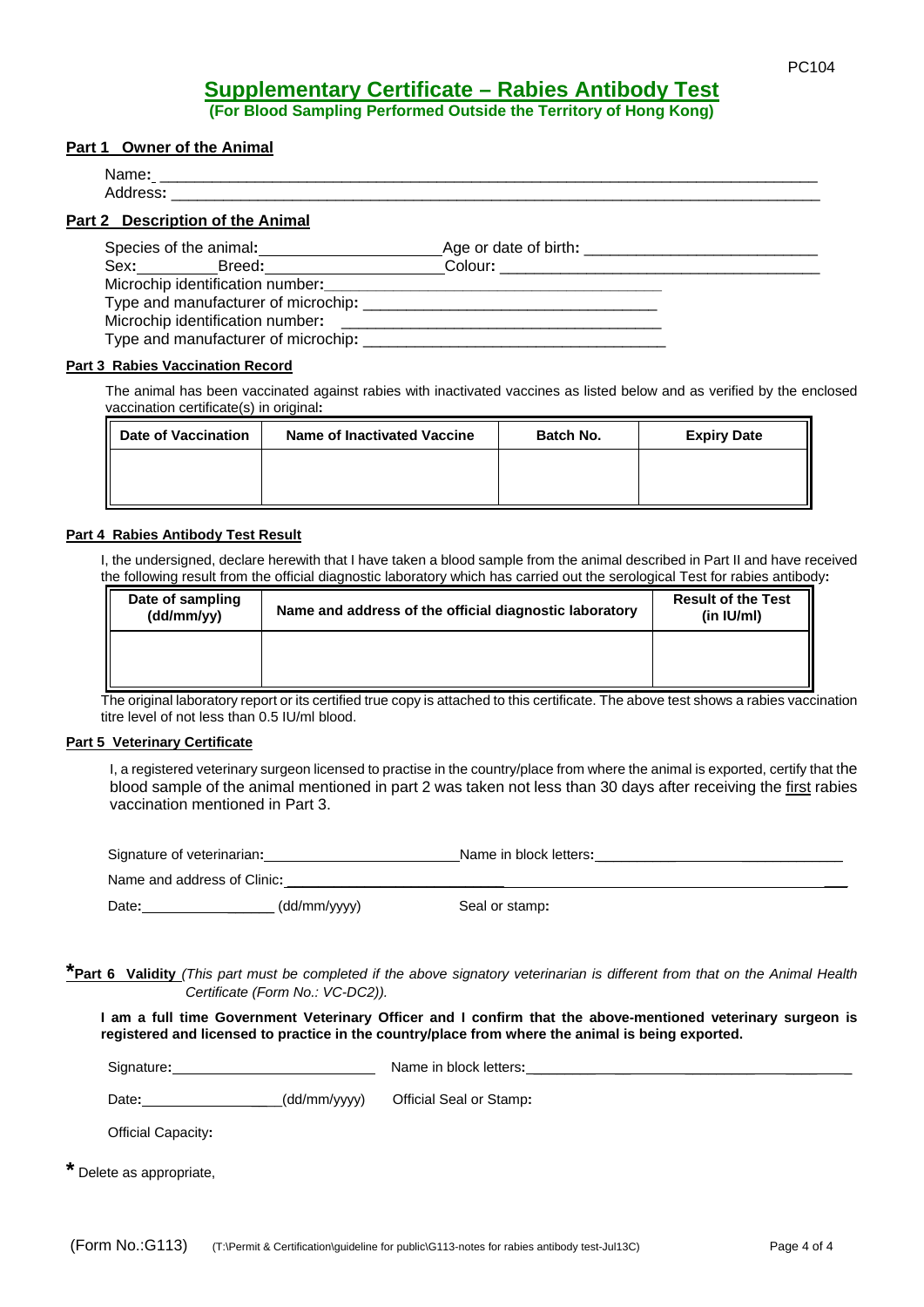PC104

# Supplementary Certificate – Rabies Antibody Test

**(For Blood Sampling Performed Outside the Territory of Hong Kong)**

## Part 1 Owner of the Animal

Name: ____________________________________________

Address: ____________________________________________

## Part 2 Description of the Animal

Species of the animal: ____________________ Age or date of birth: ____________________

Sex: ________ Breed: ____________________ Colour: ____________________

Microchip identification number: ____________________

Type and manufacturer of microchip: ____________________

Microchip identification number: ____________________

Type and manufacturer of microchip: ____________________

## Part 3 Rabies Vaccination Record

The animal has been vaccinated against rabies with inactivated vaccines as listed below and as verified by the enclosed vaccination certificate(s) in original:

| Date of Vaccination | Name of Inactivated Vaccine | Batch No. | Expiry Date |
|---|---|---|---|
| | | | |

## Part 4 Rabies Antibody Test Result

I, the undersigned, declare herewith that I have taken a blood sample from the animal described in Part II and have received the following result from the official diagnostic laboratory which has carried out the serological Test for rabies antibody:

| Date of sampling (dd/mm/yy) | Name and address of the official diagnostic laboratory | Result of the Test (in IU/ml) |
|---|---|---|
| | | |

The original laboratory report or its certified true copy is attached to this certificate. The above test shows a rabies vaccination titre level of not less than 0.5 IU/ml blood.

## Part 5 Veterinary Certificate

I, a registered veterinary surgeon licensed to practise in the country/place from where the animal is exported, certify that the blood sample of the animal mentioned in part 2 was taken not less than 30 days after receiving the first rabies vaccination mentioned in Part 3.

Signature of veterinarian: ____________________ Name in block letters: ____________________

Name and address of Clinic: ____________________________________________

Date: ____________ (dd/mm/yyyy) Seal or stamp:

## *Part 6 Validity

*(This part must be completed if the above signatory veterinarian is different from that on the Animal Health Certificate (Form No.: VC-DC2)).*

**I am a full time Government Veterinary Officer and I confirm that the above-mentioned veterinary surgeon is registered and licensed to practice in the country/place from where the animal is being exported.**

Signature: ____________________ Name in block letters: ____________________

Date: ____________ (dd/mm/yyyy) Official Seal or Stamp:

Official Capacity:

\* Delete as appropriate,

(Form No.:G113) (T:\Permit & Certification\guideline for public\G113-notes for rabies antibody test-Jul13C)